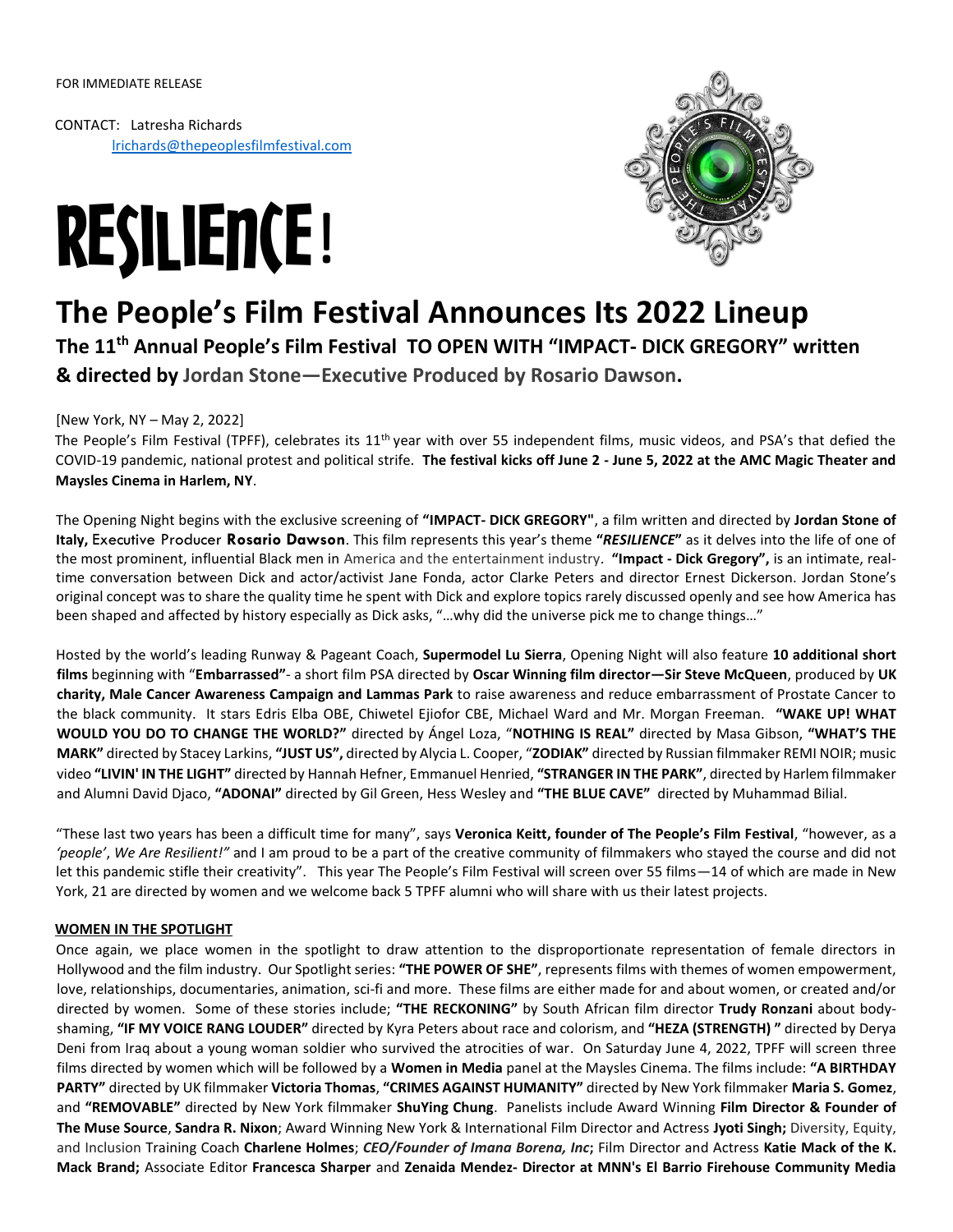FOR IMMEDIATE RELEASE

CONTACT: Latresha Richards
lrichards@thepeoplesfilmfestival.com

# RESILIENCE!

# The People's Film Festival Announces Its 2022 Lineup

## The 11th Annual People's Film Festival TO OPEN WITH "IMPACT- DICK GREGORY" written & directed by Jordan Stone—Executive Produced by Rosario Dawson.

[New York, NY – May 2, 2022]
The People's Film Festival (TPFF), celebrates its 11th year with over 55 independent films, music videos, and PSA's that defied the COVID-19 pandemic, national protest and political strife. **The festival kicks off June 2 - June 5, 2022 at the AMC Magic Theater and Maysles Cinema in Harlem, NY**.

The Opening Night begins with the exclusive screening of **"IMPACT- DICK GREGORY"**, a film written and directed by **Jordan Stone of Italy,** Executive Producer **Rosario Dawson**. This film represents this year's theme ***"RESILIENCE"*** as it delves into the life of one of the most prominent, influential Black men in America and the entertainment industry. **"Impact - Dick Gregory",** is an intimate, real-time conversation between Dick and actor/activist Jane Fonda, actor Clarke Peters and director Ernest Dickerson. Jordan Stone's original concept was to share the quality time he spent with Dick and explore topics rarely discussed openly and see how America has been shaped and affected by history especially as Dick asks, "…why did the universe pick me to change things…"

Hosted by the world's leading Runway & Pageant Coach, **Supermodel Lu Sierra**, Opening Night will also feature **10 additional short films** beginning with "**Embarrassed"**- a short film PSA directed by **Oscar Winning film director—Sir Steve McQueen**, produced by **UK charity, Male Cancer Awareness Campaign and Lammas Park** to raise awareness and reduce embarrassment of Prostate Cancer to the black community. It stars Edris Elba OBE, Chiwetel Ejiofor CBE, Michael Ward and Mr. Morgan Freeman. **"WAKE UP! WHAT WOULD YOU DO TO CHANGE THE WORLD?"** directed by Ángel Loza, "**NOTHING IS REAL"** directed by Masa Gibson, **"WHAT'S THE MARK"** directed by Stacey Larkins, **"JUST US",** directed by Alycia L. Cooper, "**ZODIAK"** directed by Russian filmmaker REMI NOIR; music video **"LIVIN' IN THE LIGHT"** directed by Hannah Hefner, Emmanuel Henried, **"STRANGER IN THE PARK"**, directed by Harlem filmmaker and Alumni David Djaco, **"ADONAI"** directed by Gil Green, Hess Wesley and **"THE BLUE CAVE"** directed by Muhammad Bilial.

"These last two years has been a difficult time for many", says **Veronica Keitt, founder of The People's Film Festival**, "however, as a *'people'*, *We Are Resilient!"* and I am proud to be a part of the creative community of filmmakers who stayed the course and did not let this pandemic stifle their creativity". This year The People's Film Festival will screen over 55 films—14 of which are made in New York, 21 are directed by women and we welcome back 5 TPFF alumni who will share with us their latest projects.

**WOMEN IN THE SPOTLIGHT**

Once again, we place women in the spotlight to draw attention to the disproportionate representation of female directors in Hollywood and the film industry. Our Spotlight series: **"THE POWER OF SHE"**, represents films with themes of women empowerment, love, relationships, documentaries, animation, sci-fi and more. These films are either made for and about women, or created and/or directed by women. Some of these stories include; **"THE RECKONING"** by South African film director **Trudy Ronzani** about body-shaming, **"IF MY VOICE RANG LOUDER"** directed by Kyra Peters about race and colorism, and **"HEZA (STRENGTH) "** directed by Derya Deni from Iraq about a young woman soldier who survived the atrocities of war. On Saturday June 4, 2022, TPFF will screen three films directed by women which will be followed by a **Women in Media** panel at the Maysles Cinema. The films include: **"A BIRTHDAY PARTY"** directed by UK filmmaker **Victoria Thomas**, **"CRIMES AGAINST HUMANITY"** directed by New York filmmaker **Maria S. Gomez**, and **"REMOVABLE"** directed by New York filmmaker **ShuYing Chung**. Panelists include Award Winning **Film Director & Founder of The Muse Source**, **Sandra R. Nixon**; Award Winning New York & International Film Director and Actress **Jyoti Singh;** Diversity, Equity, and Inclusion Training Coach **Charlene Holmes**; ***CEO/Founder of Imana Borena, Inc*;** Film Director and Actress **Katie Mack of the K. Mack Brand;** Associate Editor **Francesca Sharper** and **Zenaida Mendez- Director at MNN's El Barrio Firehouse Community Media**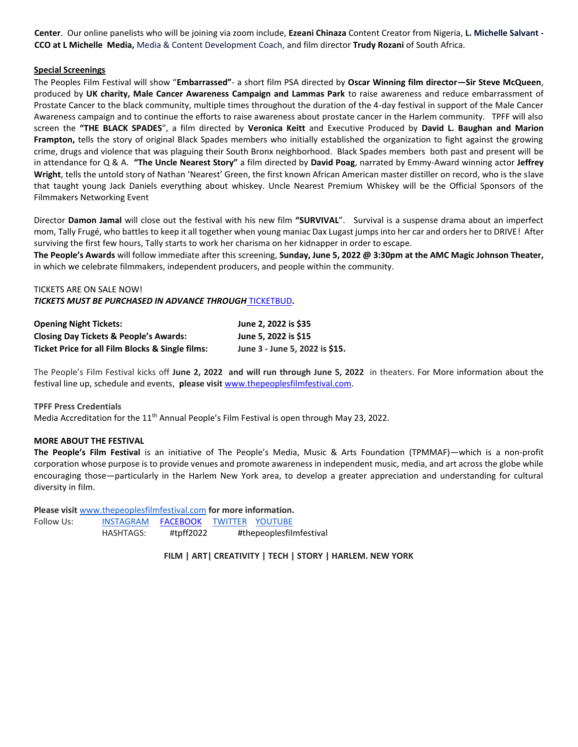**Center**. Our online panelists who will be joining via zoom include, **Ezeani Chinaza** Content Creator from Nigeria, **L. Michelle Salvant - CCO at L Michelle Media,** Media & Content Development Coach, and film director **Trudy Rozani** of South Africa.

**Special Screenings**

The Peoples Film Festival will show "**Embarrassed"**- a short film PSA directed by **Oscar Winning film director—Sir Steve McQueen**, produced by **UK charity, Male Cancer Awareness Campaign and Lammas Park** to raise awareness and reduce embarrassment of Prostate Cancer to the black community, multiple times throughout the duration of the 4-day festival in support of the Male Cancer Awareness campaign and to continue the efforts to raise awareness about prostate cancer in the Harlem community. TPFF will also screen the **"THE BLACK SPADES**", a film directed by **Veronica Keitt** and Executive Produced by **David L. Baughan and Marion Frampton,** tells the story of original Black Spades members who initially established the organization to fight against the growing crime, drugs and violence that was plaguing their South Bronx neighborhood. Black Spades members both past and present will be in attendance for Q & A. **"The Uncle Nearest Story"** a film directed by **David Poag**, narrated by Emmy-Award winning actor **Jeffrey Wright**, tells the untold story of Nathan 'Nearest' Green, the first known African American master distiller on record, who is the slave that taught young Jack Daniels everything about whiskey. Uncle Nearest Premium Whiskey will be the Official Sponsors of the Filmmakers Networking Event

Director **Damon Jamal** will close out the festival with his new film **"SURVIVAL**". Survival is a suspense drama about an imperfect mom, Tally Frugé, who battles to keep it all together when young maniac Dax Lugast jumps into her car and orders her to DRIVE! After surviving the first few hours, Tally starts to work her charisma on her kidnapper in order to escape.

**The People's Awards** will follow immediate after this screening, **Sunday, June 5, 2022 @ 3:30pm at the AMC Magic Johnson Theater,** in which we celebrate filmmakers, independent producers, and people within the community.

TICKETS ARE ON SALE NOW!

***TICKETS MUST BE PURCHASED IN ADVANCE THROUGH*** TICKETBUD**.**

| | |
|---|---|
| **Opening Night Tickets:** | **June 2, 2022 is $35** |
| **Closing Day Tickets & People's Awards:** | **June 5, 2022 is $15** |
| **Ticket Price for all Film Blocks & Single films:** | **June 3 - June 5, 2022 is $15.** |

The People's Film Festival kicks off **June 2, 2022 and will run through June 5, 2022** in theaters. For More information about the festival line up, schedule and events, **please visit** www.thepeoplesfilmfestival.com.

**TPFF Press Credentials**

Media Accreditation for the 11th Annual People's Film Festival is open through May 23, 2022.

**MORE ABOUT THE FESTIVAL**

**The People's Film Festival** is an initiative of The People's Media, Music & Arts Foundation (TPMMAF)—which is a non-profit corporation whose purpose is to provide venues and promote awareness in independent music, media, and art across the globe while encouraging those—particularly in the Harlem New York area, to develop a greater appreciation and understanding for cultural diversity in film.

**Please visit** www.thepeoplesfilmfestival.com **for more information.**

Follow Us: INSTAGRAM FACEBOOK TWITTER YOUTUBE

HASHTAGS: #tpff2022 #thepeoplesfilmfestival

**FILM | ART| CREATIVITY | TECH | STORY | HARLEM. NEW YORK**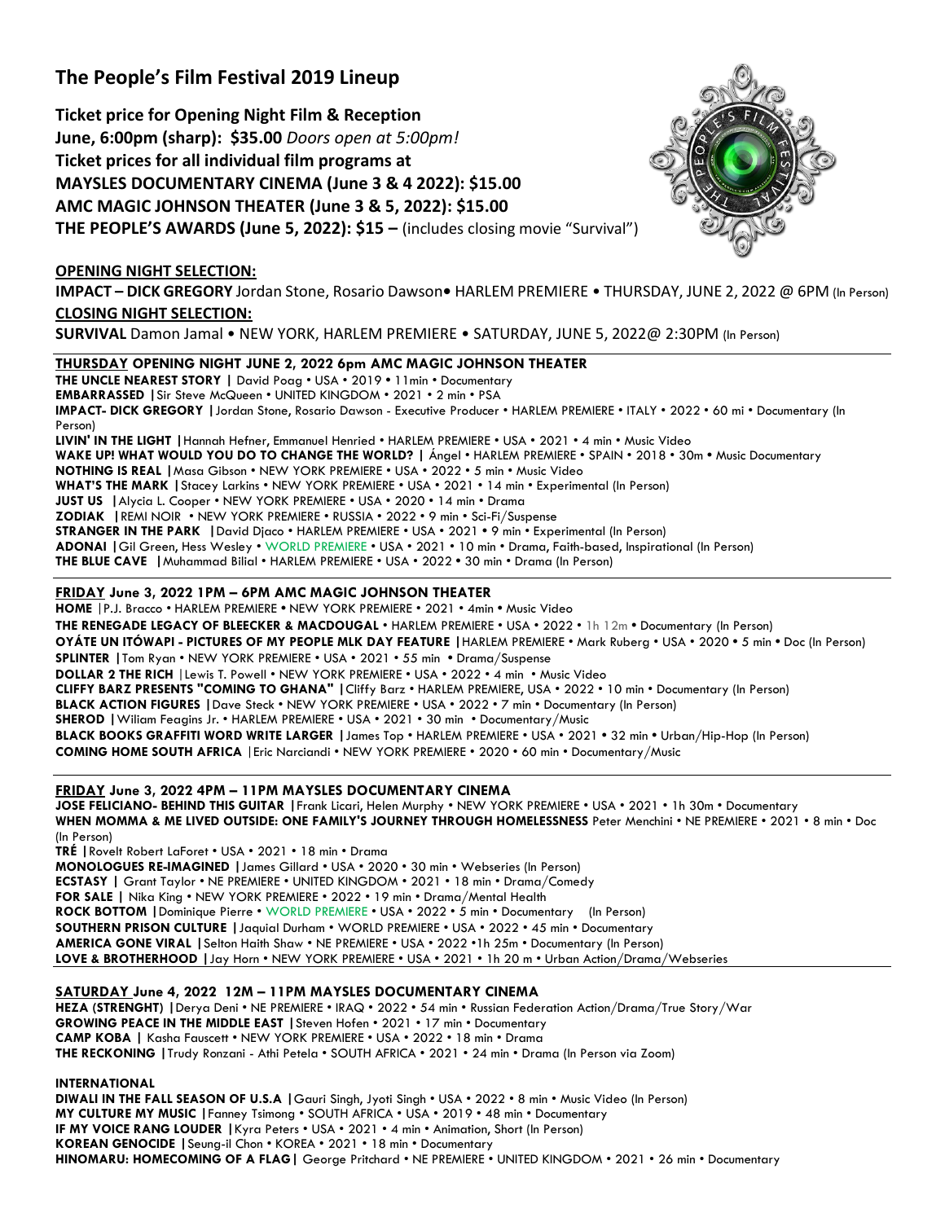# The People's Film Festival 2019 Lineup

**Ticket price for Opening Night Film & Reception**
**June, 6:00pm (sharp): $35.00** *Doors open at 5:00pm!*
**Ticket prices for all individual film programs at**
**MAYSLES DOCUMENTARY CINEMA (June 3 & 4 2022): $15.00**
**AMC MAGIC JOHNSON THEATER (June 3 & 5, 2022): $15.00**
**THE PEOPLE'S AWARDS (June 5, 2022): $15 –** (includes closing movie "Survival")

**OPENING NIGHT SELECTION:**

**IMPACT – DICK GREGORY** Jordan Stone, Rosario Dawson• HARLEM PREMIERE • THURSDAY, JUNE 2, 2022 @ 6PM (In Person)

**CLOSING NIGHT SELECTION:**

**SURVIVAL** Damon Jamal • NEW YORK, HARLEM PREMIERE • SATURDAY, JUNE 5, 2022@ 2:30PM (In Person)

---

**THURSDAY OPENING NIGHT JUNE 2, 2022 6pm AMC MAGIC JOHNSON THEATER**

**THE UNCLE NEAREST STORY |** David Poag • USA • 2019 • 11min • Documentary
**EMBARRASSED |** Sir Steve McQueen • UNITED KINGDOM • 2021 • 2 min • PSA
**IMPACT- DICK GREGORY |** Jordan Stone, Rosario Dawson - Executive Producer • HARLEM PREMIERE • ITALY • 2022 • 60 mi • Documentary (In Person)
**LIVIN' IN THE LIGHT |** Hannah Hefner, Emmanuel Henried • HARLEM PREMIERE • USA • 2021 • 4 min • Music Video
**WAKE UP! WHAT WOULD YOU DO TO CHANGE THE WORLD? |** Ángel • HARLEM PREMIERE • SPAIN • 2018 • 30m • Music Documentary
**NOTHING IS REAL |** Masa Gibson • NEW YORK PREMIERE • USA • 2022 • 5 min • Music Video
**WHAT'S THE MARK |** Stacey Larkins • NEW YORK PREMIERE • USA • 2021 • 14 min • Experimental (In Person)
**JUST US |** Alycia L. Cooper • NEW YORK PREMIERE • USA • 2020 • 14 min • Drama
**ZODIAK |** REMI NOIR • NEW YORK PREMIERE • RUSSIA • 2022 • 9 min • Sci-Fi/Suspense
**STRANGER IN THE PARK |** David Djaco • HARLEM PREMIERE • USA • 2021 • 14 min • Experimental (In Person)
**ADONAI |** Gil Green, Hess Wesley • WORLD PREMIERE • USA • 2021 • 10 min • Drama, Faith-based, Inspirational (In Person)
**THE BLUE CAVE |** Muhammad Bilial • HARLEM PREMIERE • USA • 2022 • 30 min • Drama (In Person)

---

**FRIDAY June 3, 2022 1PM – 6PM AMC MAGIC JOHNSON THEATER**

**HOME** |P.J. Bracco • HARLEM PREMIERE • NEW YORK PREMIERE • 2021 • 4min • Music Video
**THE RENEGADE LEGACY OF BLEECKER & MACDOUGAL** • HARLEM PREMIERE • USA • 2022 • 1h 12m • Documentary (In Person)
**OYÁTE UN ITÓWAPI - PICTURES OF MY PEOPLE MLK DAY FEATURE |** HARLEM PREMIERE • Mark Ruberg • USA • 2020 • 5 min • Doc (In Person)
**SPLINTER |** Tom Ryan • NEW YORK PREMIERE • USA • 2021 • 55 min • Drama/Suspense
**DOLLAR 2 THE RICH** |Lewis T. Powell • NEW YORK PREMIERE • USA • 2022 • 4 min • Music Video
**CLIFFY BARZ PRESENTS "COMING TO GHANA" |** Cliffy Barz • HARLEM PREMIERE, USA • 2022 • 10 min • Documentary (In Person)
**BLACK ACTION FIGURES |** Dave Steck • NEW YORK PREMIERE • USA • 2022 • 7 min • Documentary (In Person)
**SHEROD |** Wiliam Feagins Jr. • HARLEM PREMIERE • USA • 2021 • 30 min • Documentary/Music
**BLACK BOOKS GRAFFITI WORD WRITE LARGER |** James Top • HARLEM PREMIERE • USA • 2021 • 32 min • Urban/Hip-Hop (In Person)
**COMING HOME SOUTH AFRICA** |Eric Narciandi • NEW YORK PREMIERE • 2020 • 60 min • Documentary/Music

---

**FRIDAY June 3, 2022 4PM – 11PM MAYSLES DOCUMENTARY CINEMA**

**JOSE FELICIANO- BEHIND THIS GUITAR |** Frank Licari, Helen Murphy • NEW YORK PREMIERE • USA • 2021 • 1h 30m • Documentary
**WHEN MOMMA & ME LIVED OUTSIDE: ONE FAMILY'S JOURNEY THROUGH HOMELESSNESS** Peter Menchini • NE PREMIERE • 2021 • 8 min • Doc (In Person)
**TRÉ |** Rovelt Robert LaForet • USA • 2021 • 18 min • Drama
**MONOLOGUES RE-IMAGINED |** James Gillard • USA • 2020 • 30 min • Webseries (In Person)
**ECSTASY |** Grant Taylor • NE PREMIERE • UNITED KINGDOM • 2021 • 18 min • Drama/Comedy
**FOR SALE |** Nika King • NEW YORK PREMIERE • 2022 • 19 min • Drama/Mental Health
**ROCK BOTTOM |** Dominique Pierre • WORLD PREMIERE • USA • 2022 • 5 min • Documentary (In Person)
**SOUTHERN PRISON CULTURE |** Jaquial Durham • WORLD PREMIERE • USA • 2022 • 45 min • Documentary
**AMERICA GONE VIRAL |** Selton Haith Shaw • NE PREMIERE • USA • 2022 •1h 25m • Documentary (In Person)
**LOVE & BROTHERHOOD |** Jay Horn • NEW YORK PREMIERE • USA • 2021 • 1h 20 m • Urban Action/Drama/Webseries

---

**SATURDAY June 4, 2022 12M – 11PM MAYSLES DOCUMENTARY CINEMA**

**HEZA (STRENGHT) |** Derya Deni • NE PREMIERE • IRAQ • 2022 • 54 min • Russian Federation Action/Drama/True Story/War
**GROWING PEACE IN THE MIDDLE EAST |** Steven Hofen • 2021 • 17 min • Documentary
**CAMP KOBA |** Kasha Fauscett • NEW YORK PREMIERE • USA • 2022 • 18 min • Drama
**THE RECKONING |** Trudy Ronzani - Athi Petela • SOUTH AFRICA • 2021 • 24 min • Drama (In Person via Zoom)

**INTERNATIONAL**

**DIWALI IN THE FALL SEASON OF U.S.A |** Gauri Singh, Jyoti Singh • USA • 2022 • 8 min • Music Video (In Person)
**MY CULTURE MY MUSIC |** Fanney Tsimong • SOUTH AFRICA • USA • 2019 • 48 min • Documentary
**IF MY VOICE RANG LOUDER |** Kyra Peters • USA • 2021 • 4 min • Animation, Short (In Person)
**KOREAN GENOCIDE |** Seung-il Chon • KOREA • 2021 • 18 min • Documentary
**HINOMARU: HOMECOMING OF A FLAG |** George Pritchard • NE PREMIERE • UNITED KINGDOM • 2021 • 26 min • Documentary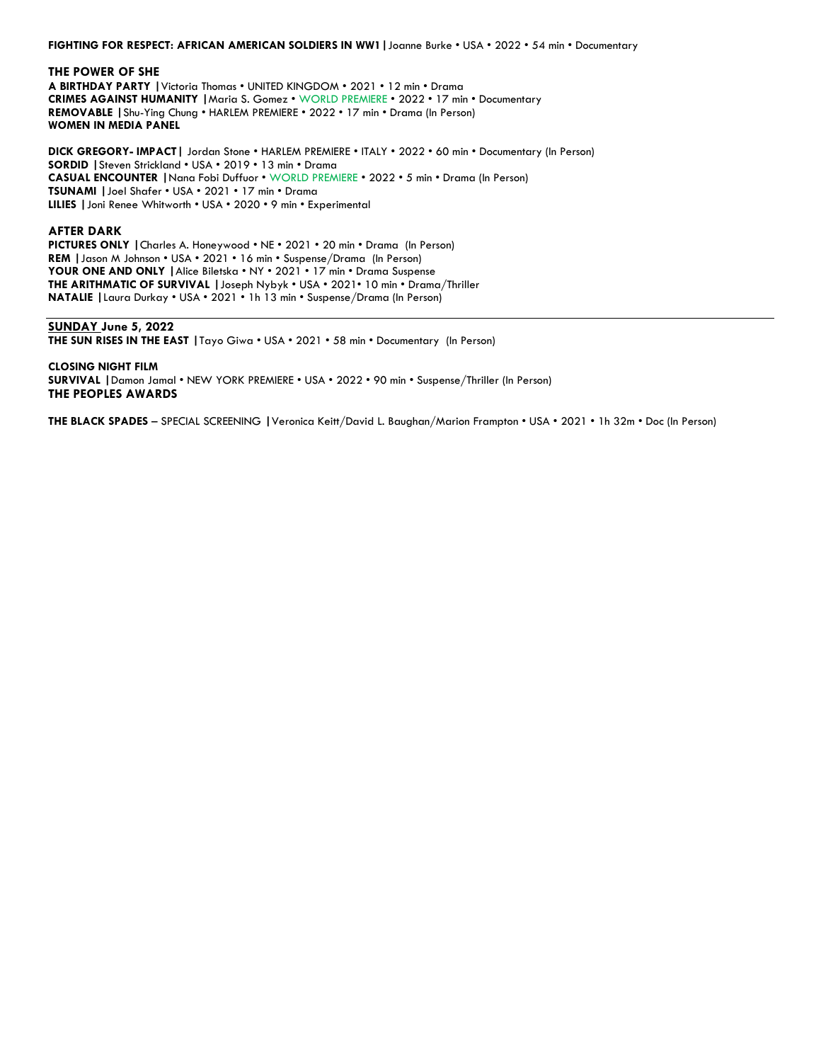**FIGHTING FOR RESPECT: AFRICAN AMERICAN SOLDIERS IN WW1 |** Joanne Burke • USA • 2022 • 54 min • Documentary

**THE POWER OF SHE**

**A BIRTHDAY PARTY |** Victoria Thomas • UNITED KINGDOM • 2021 • 12 min • Drama
**CRIMES AGAINST HUMANITY |** Maria S. Gomez • WORLD PREMIERE • 2022 • 17 min • Documentary
**REMOVABLE |** Shu-Ying Chung • HARLEM PREMIERE • 2022 • 17 min • Drama (In Person)
**WOMEN IN MEDIA PANEL**

**DICK GREGORY- IMPACT |** Jordan Stone • HARLEM PREMIERE • ITALY • 2022 • 60 min • Documentary (In Person)
**SORDID |** Steven Strickland • USA • 2019 • 13 min • Drama
**CASUAL ENCOUNTER |** Nana Fobi Duffuor • WORLD PREMIERE • 2022 • 5 min • Drama (In Person)
**TSUNAMI |** Joel Shafer • USA • 2021 • 17 min • Drama
**LILIES |** Joni Renee Whitworth • USA • 2020 • 9 min • Experimental

**AFTER DARK**

**PICTURES ONLY |** Charles A. Honeywood • NE • 2021 • 20 min • Drama (In Person)
**REM |** Jason M Johnson • USA • 2021 • 16 min • Suspense/Drama (In Person)
**YOUR ONE AND ONLY |** Alice Biletska • NY • 2021 • 17 min • Drama Suspense
**THE ARITHMATIC OF SURVIVAL |** Joseph Nybyk • USA • 2021• 10 min • Drama/Thriller
**NATALIE |** Laura Durkay • USA • 2021 • 1h 13 min • Suspense/Drama (In Person)

---

**SUNDAY June 5, 2022**

**THE SUN RISES IN THE EAST |** Tayo Giwa • USA • 2021 • 58 min • Documentary (In Person)

**CLOSING NIGHT FILM**
**SURVIVAL |** Damon Jamal • NEW YORK PREMIERE • USA • 2022 • 90 min • Suspense/Thriller (In Person)
**THE PEOPLES AWARDS**

**THE BLACK SPADES** – SPECIAL SCREENING **|** Veronica Keitt/David L. Baughan/Marion Frampton • USA • 2021 • 1h 32m • Doc (In Person)